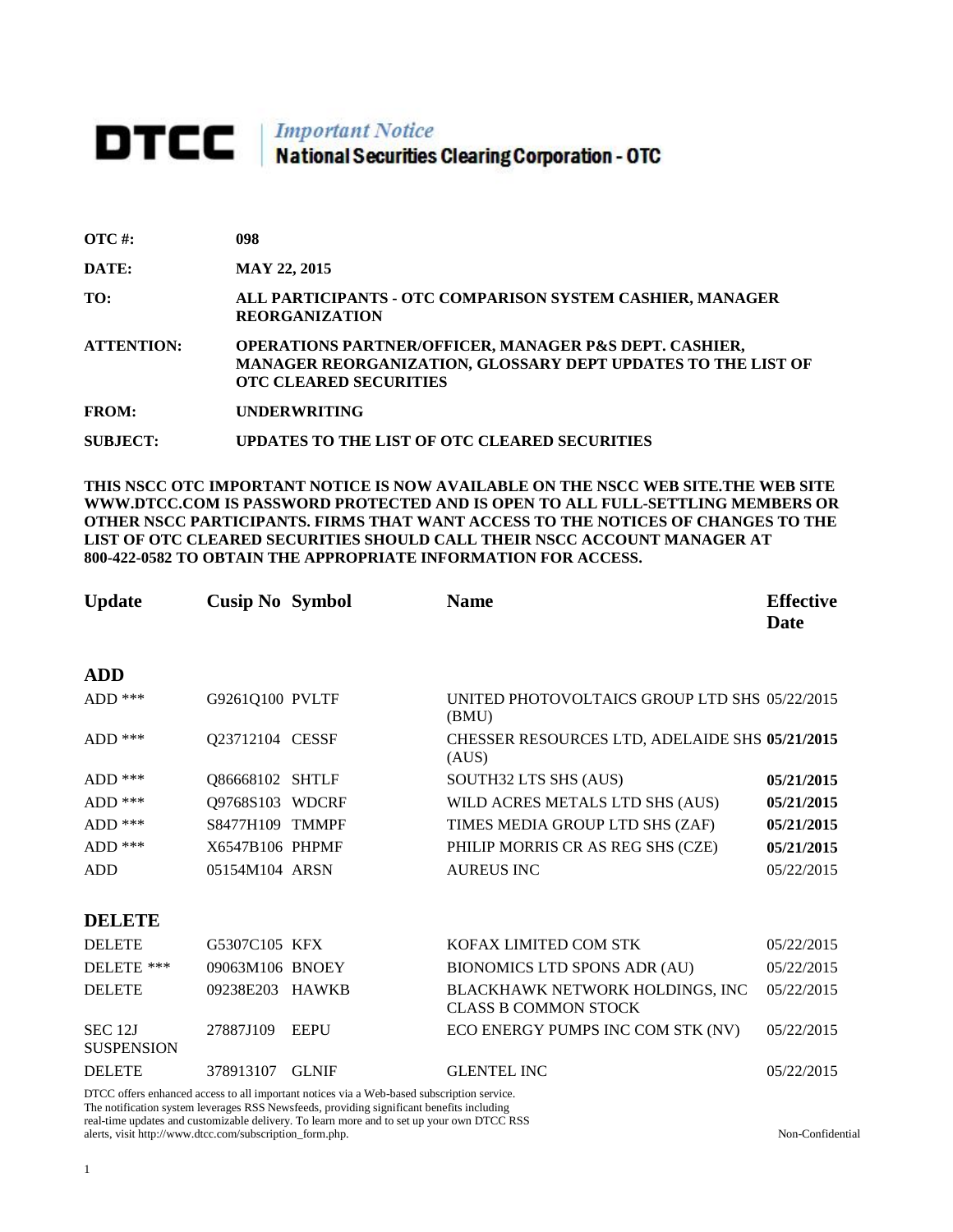# DTCC | *Important Notice* National Securities Clearing Corporation - OTC

**OTC #:** **098**

**DATE:** **MAY 22, 2015**

**TO:** **ALL PARTICIPANTS - OTC COMPARISON SYSTEM CASHIER, MANAGER REORGANIZATION**

**ATTENTION:** **OPERATIONS PARTNER/OFFICER, MANAGER P&S DEPT. CASHIER, MANAGER REORGANIZATION, GLOSSARY DEPT UPDATES TO THE LIST OF OTC CLEARED SECURITIES**

**FROM:** **UNDERWRITING**

**SUBJECT:** **UPDATES TO THE LIST OF OTC CLEARED SECURITIES**

**THIS NSCC OTC IMPORTANT NOTICE IS NOW AVAILABLE ON THE NSCC WEB SITE.THE WEB SITE WWW.DTCC.COM IS PASSWORD PROTECTED AND IS OPEN TO ALL FULL-SETTLING MEMBERS OR OTHER NSCC PARTICIPANTS. FIRMS THAT WANT ACCESS TO THE NOTICES OF CHANGES TO THE LIST OF OTC CLEARED SECURITIES SHOULD CALL THEIR NSCC ACCOUNT MANAGER AT 800-422-0582 TO OBTAIN THE APPROPRIATE INFORMATION FOR ACCESS.**

| Update | Cusip No | Symbol | Name | Effective Date |
|---|---|---|---|---|
| **ADD** | | | | |
| ADD *** | G9261Q100 | PVLTF | UNITED PHOTOVOLTAICS GROUP LTD SHS (BMU) | 05/22/2015 |
| ADD *** | Q23712104 | CESSF | CHESSER RESOURCES LTD, ADELAIDE SHS (AUS) | **05/21/2015** |
| ADD *** | Q86668102 | SHTLF | SOUTH32 LTS SHS (AUS) | **05/21/2015** |
| ADD *** | Q9768S103 | WDCRF | WILD ACRES METALS LTD SHS (AUS) | **05/21/2015** |
| ADD *** | S8477H109 | TMMPF | TIMES MEDIA GROUP LTD SHS (ZAF) | **05/21/2015** |
| ADD *** | X6547B106 | PHPMF | PHILIP MORRIS CR AS REG SHS (CZE) | **05/21/2015** |
| ADD | 05154M104 | ARSN | AUREUS INC | 05/22/2015 |
| **DELETE** | | | | |
| DELETE | G5307C105 | KFX | KOFAX LIMITED COM STK | 05/22/2015 |
| DELETE *** | 09063M106 | BNOEY | BIONOMICS LTD SPONS ADR (AU) | 05/22/2015 |
| DELETE | 09238E203 | HAWKB | BLACKHAWK NETWORK HOLDINGS, INC CLASS B COMMON STOCK | 05/22/2015 |
| SEC 12J SUSPENSION | 27887J109 | EEPU | ECO ENERGY PUMPS INC COM STK (NV) | 05/22/2015 |
| DELETE | 378913107 | GLNIF | GLENTEL INC | 05/22/2015 |

DTCC offers enhanced access to all important notices via a Web-based subscription service. The notification system leverages RSS Newsfeeds, providing significant benefits including real-time updates and customizable delivery. To learn more and to set up your own DTCC RSS alerts, visit http://www.dtcc.com/subscription_form.php.

Non-Confidential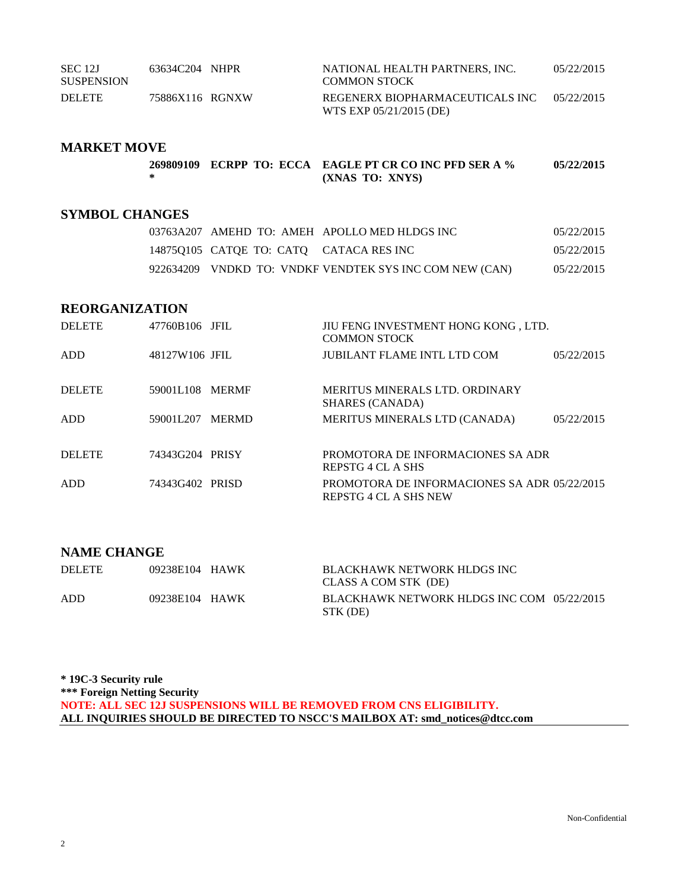| | | | | |
|---|---|---|---|---|
| SEC 12J SUSPENSION | 63634C204 | NHPR | NATIONAL HEALTH PARTNERS, INC. COMMON STOCK | 05/22/2015 |
| DELETE | 75886X116 | RGNXW | REGENERX BIOPHARMACEUTICALS INC WTS EXP 05/21/2015 (DE) | 05/22/2015 |

## MARKET MOVE

| | | | | |
|---|---|---|---|---|
| | **269809109 \*** | **ECRPP TO: ECCA** | **EAGLE PT CR CO INC PFD SER A % (XNAS TO: XNYS)** | **05/22/2015** |

## SYMBOL CHANGES

| | | | | |
|---|---|---|---|---|
| | 03763A207 | AMEHD TO: AMEH | APOLLO MED HLDGS INC | 05/22/2015 |
| | 14875Q105 | CATQE TO: CATQ | CATACA RES INC | 05/22/2015 |
| | 922634209 | VNDKD TO: VNDKF | VENDTEK SYS INC COM NEW (CAN) | 05/22/2015 |

## REORGANIZATION

| | | | | |
|---|---|---|---|---|
| DELETE | 47760B106 | JFIL | JIU FENG INVESTMENT HONG KONG , LTD. COMMON STOCK | |
| ADD | 48127W106 | JFIL | JUBILANT FLAME INTL LTD COM | 05/22/2015 |
| DELETE | 59001L108 | MERMF | MERITUS MINERALS LTD. ORDINARY SHARES (CANADA) | |
| ADD | 59001L207 | MERMD | MERITUS MINERALS LTD (CANADA) | 05/22/2015 |
| DELETE | 74343G204 | PRISY | PROMOTORA DE INFORMACIONES SA ADR REPSTG 4 CL A SHS | |
| ADD | 74343G402 | PRISD | PROMOTORA DE INFORMACIONES SA ADR REPSTG 4 CL A SHS NEW | 05/22/2015 |

## NAME CHANGE

| | | | | |
|---|---|---|---|---|
| DELETE | 09238E104 | HAWK | BLACKHAWK NETWORK HLDGS INC CLASS A COM STK (DE) | |
| ADD | 09238E104 | HAWK | BLACKHAWK NETWORK HLDGS INC COM STK (DE) | 05/22/2015 |

**\* 19C-3 Security rule**

**\*\*\* Foreign Netting Security**

**NOTE: ALL SEC 12J SUSPENSIONS WILL BE REMOVED FROM CNS ELIGIBILITY.**

**ALL INQUIRIES SHOULD BE DIRECTED TO NSCC'S MAILBOX AT: smd_notices@dtcc.com**

Non-Confidential